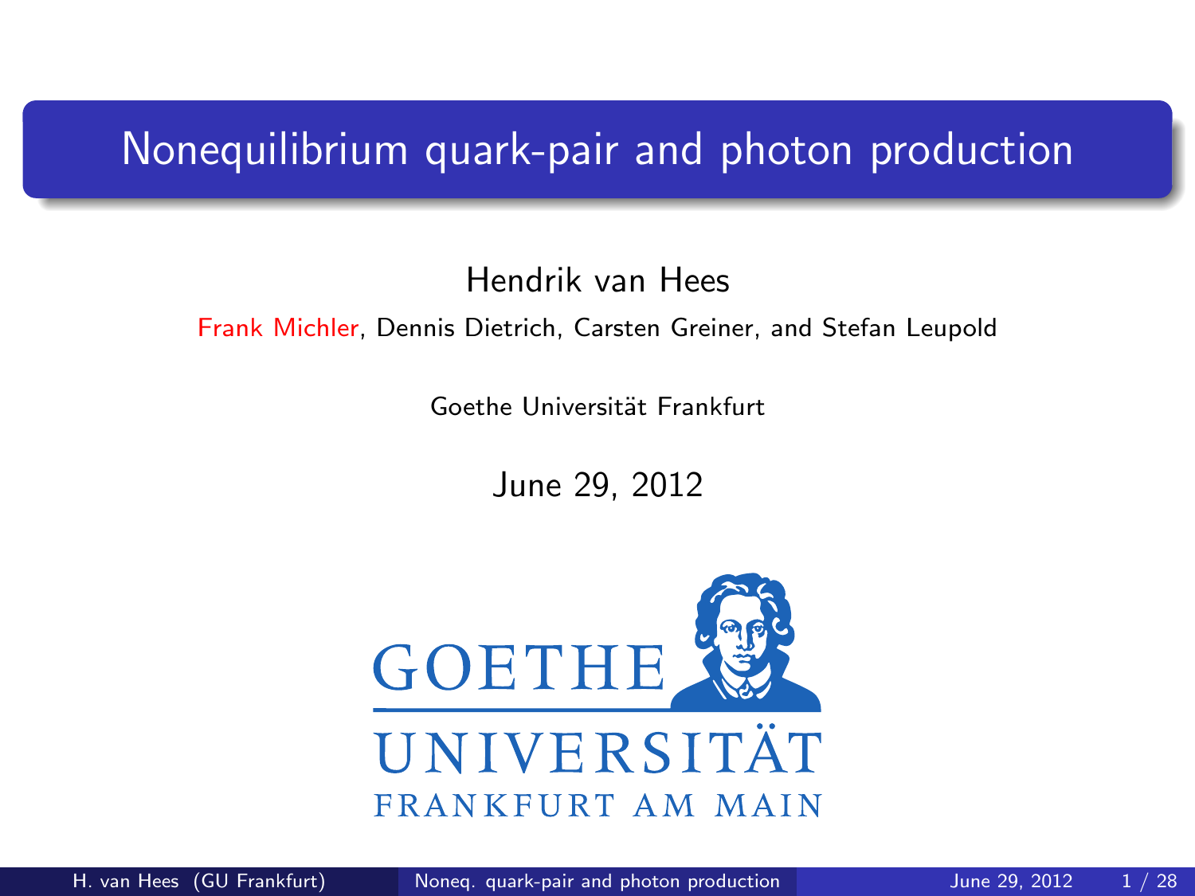# Nonequilibrium quark-pair and photon production

Hendrik van Hees

Frank Michler, Dennis Dietrich, Carsten Greiner, and Stefan Leupold

Goethe Universität Frankfurt

June 29, 2012

GOETHE UNIVERSITÄT FRANKFURT AM MAIN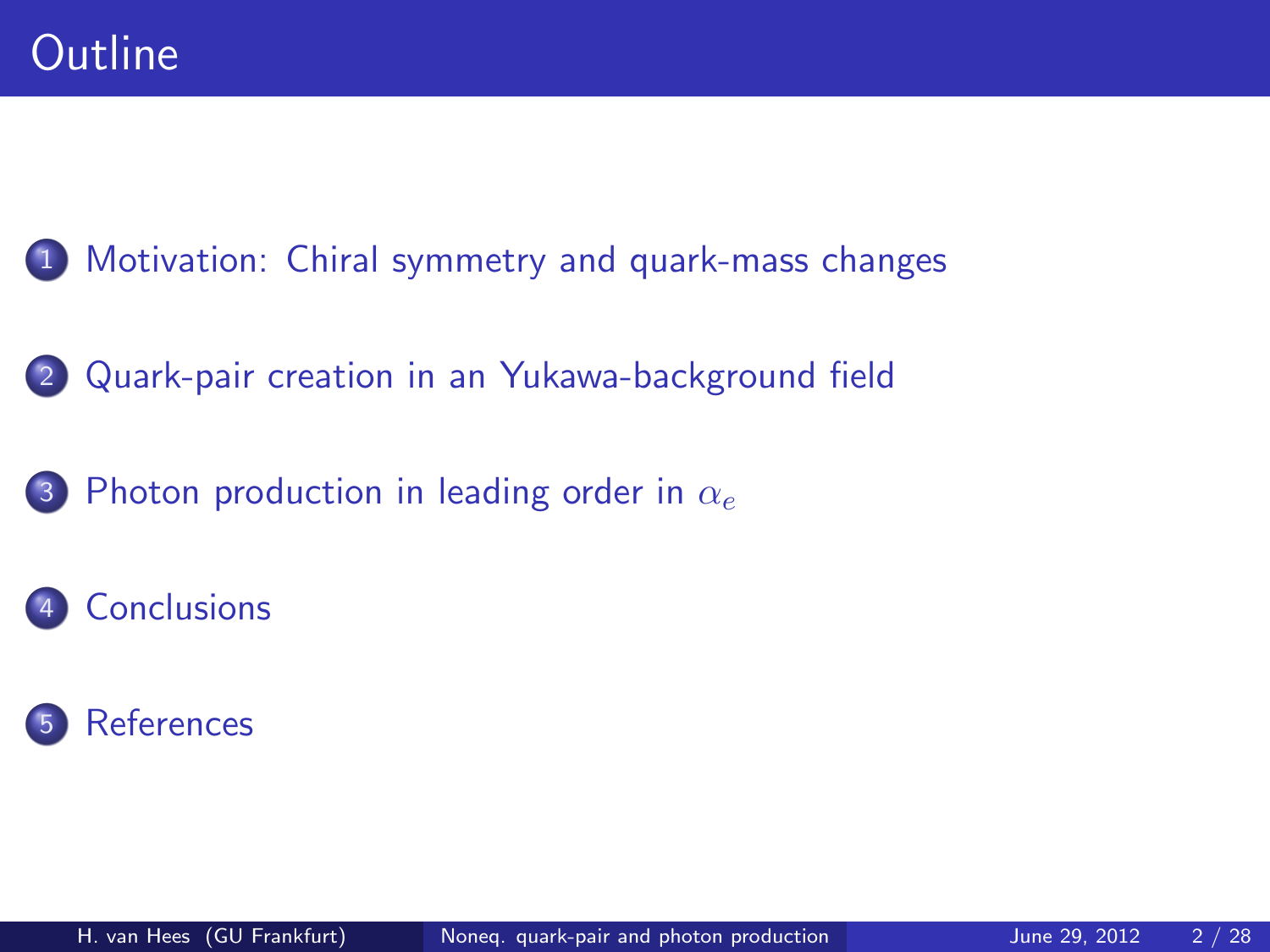# Outline

1. Motivation: Chiral symmetry and quark-mass changes
2. Quark-pair creation in an Yukawa-background field
3. Photon production in leading order in $\alpha_e$
4. Conclusions
5. References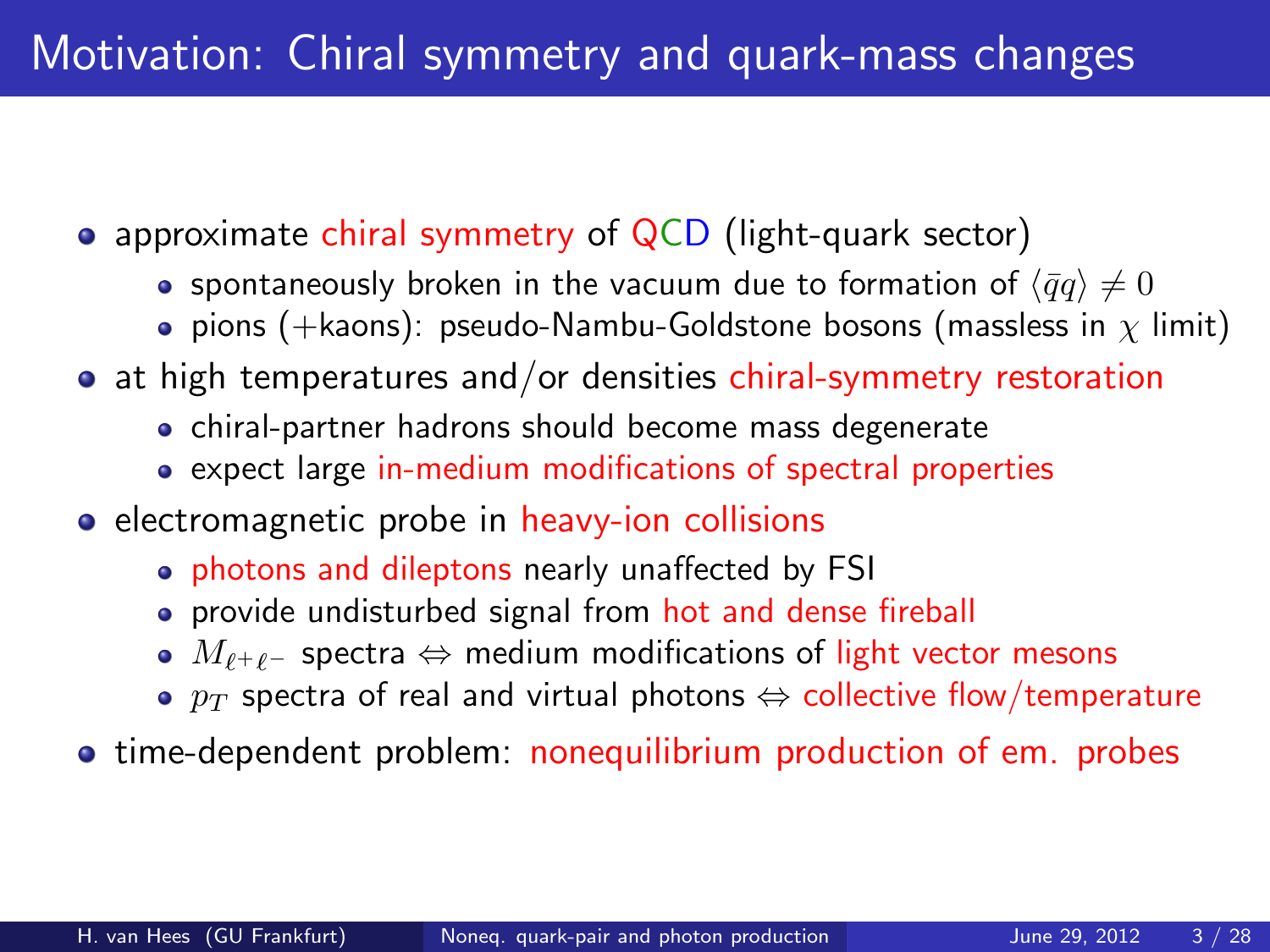# Motivation: Chiral symmetry and quark-mass changes

- approximate chiral symmetry of QCD (light-quark sector)
  - spontaneously broken in the vacuum due to formation of $\langle \bar{q} q \rangle \neq 0$
  - pions (+kaons): pseudo-Nambu-Goldstone bosons (massless in $\chi$ limit)
- at high temperatures and/or densities chiral-symmetry restoration
  - chiral-partner hadrons should become mass degenerate
  - expect large in-medium modifications of spectral properties
- electromagnetic probe in heavy-ion collisions
  - photons and dileptons nearly unaffected by FSI
  - provide undisturbed signal from hot and dense fireball
  - $M_{\ell^+\ell^-}$ spectra $\Leftrightarrow$ medium modifications of light vector mesons
  - $p_T$ spectra of real and virtual photons $\Leftrightarrow$ collective flow/temperature
- time-dependent problem: nonequilibrium production of em. probes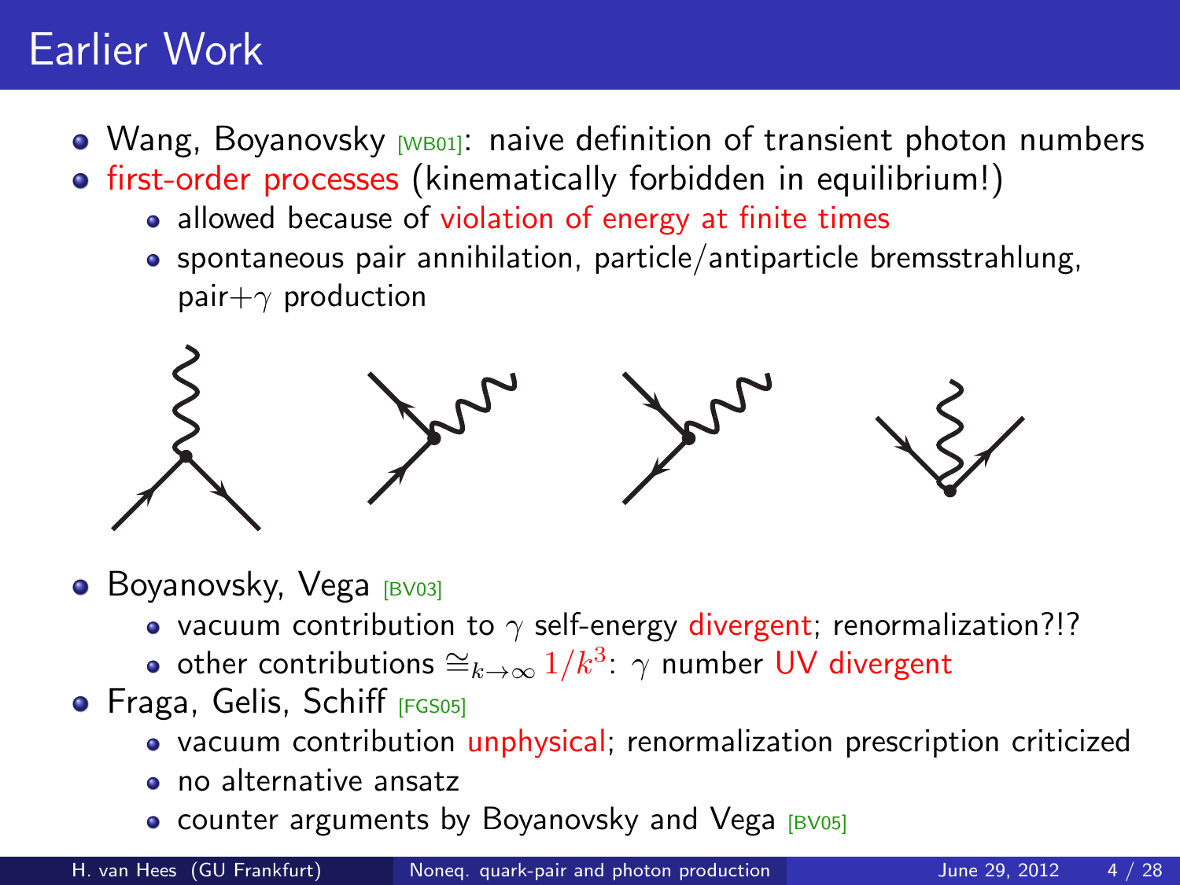# Earlier Work

- Wang, Boyanovsky [WB01]: naive definition of transient photon numbers
- first-order processes (kinematically forbidden in equilibrium!)
  - allowed because of violation of energy at finite times
  - spontaneous pair annihilation, particle/antiparticle bremsstrahlung, pair+$\gamma$ production
- Boyanovsky, Vega [BV03]
  - vacuum contribution to $\gamma$ self-energy divergent; renormalization?!?
  - other contributions $\cong_{k \to \infty} 1/k^3$: $\gamma$ number UV divergent
- Fraga, Gelis, Schiff [FGS05]
  - vacuum contribution unphysical; renormalization prescription criticized
  - no alternative ansatz
  - counter arguments by Boyanovsky and Vega [BV05]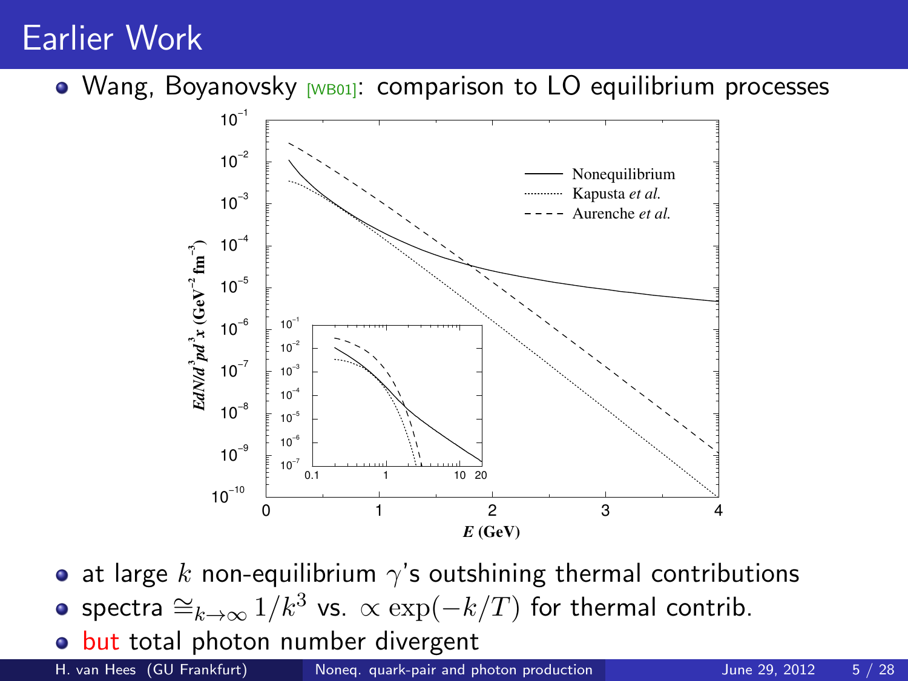# Earlier Work

- Wang, Boyanovsky [WB01]: comparison to LO equilibrium processes

- at large $k$ non-equilibrium $\gamma$'s outshining thermal contributions
- spectra $\cong_{k \to \infty} 1/k^3$ vs. $\propto \exp(-k/T)$ for thermal contrib.
- but total photon number divergent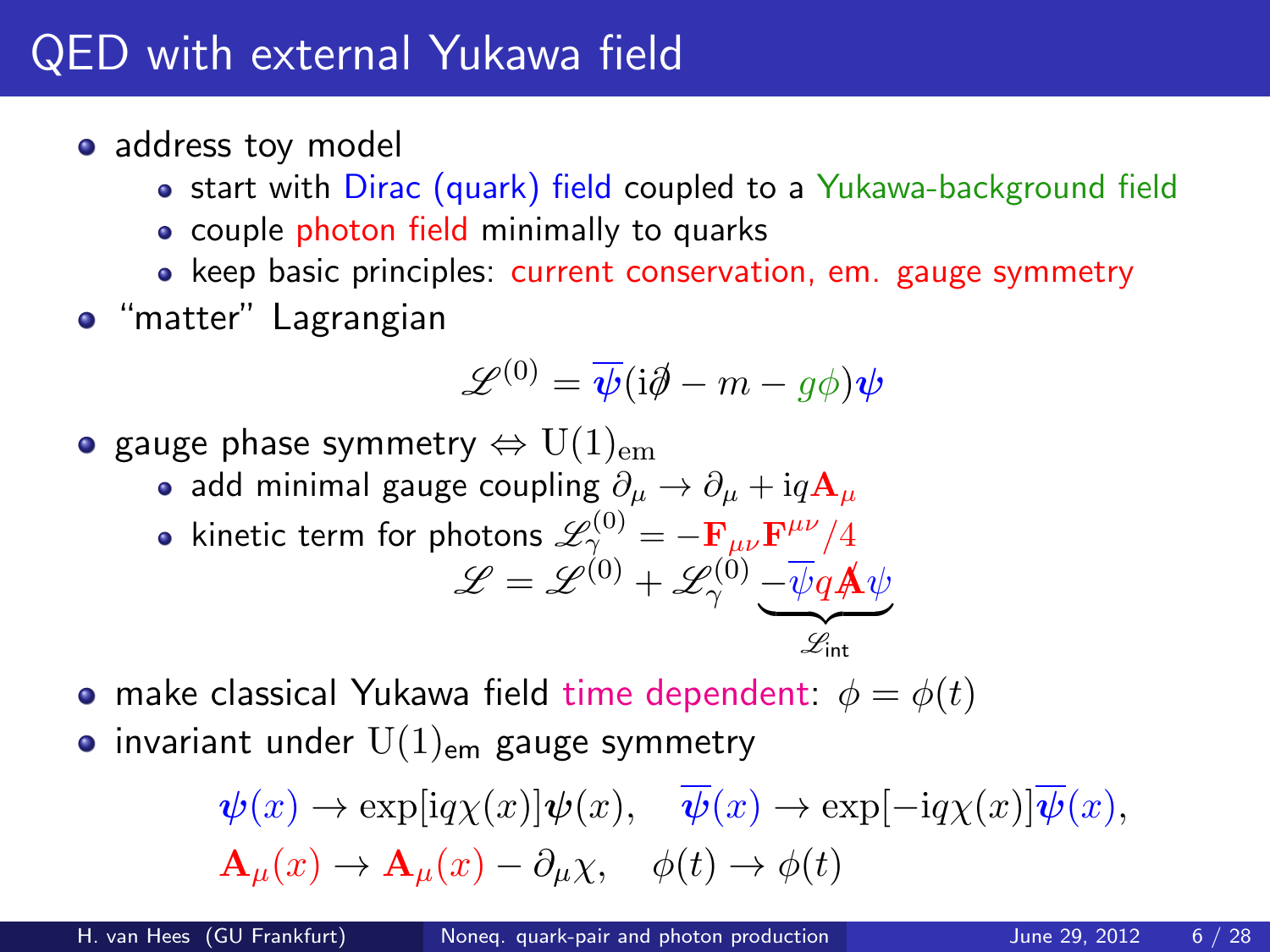# QED with external Yukawa field

- address toy model
  - start with Dirac (quark) field coupled to a Yukawa-background field
  - couple photon field minimally to quarks
  - keep basic principles: current conservation, em. gauge symmetry
- "matter" Lagrangian

$$\mathscr{L}^{(0)} = \overline{\boldsymbol{\psi}}(\mathrm{i}\not{\partial} - m - g\phi)\boldsymbol{\psi}$$

- gauge phase symmetry $\Leftrightarrow \mathrm{U}(1)_{\mathrm{em}}$
  - add minimal gauge coupling $\partial_\mu \rightarrow \partial_\mu + \mathrm{i}q\mathbf{A}_\mu$
  - kinetic term for photons $\mathscr{L}_\gamma^{(0)} = -\mathbf{F}_{\mu\nu}\mathbf{F}^{\mu\nu}/4$

$$\mathscr{L} = \mathscr{L}^{(0)} + \mathscr{L}_\gamma^{(0)} \underbrace{-\overline{\psi} q \not{\mathbf{A}} \psi}_{\mathscr{L}_{\text{int}}}$$

- make classical Yukawa field time dependent: $\phi = \phi(t)$
- invariant under $\mathrm{U}(1)_{\text{em}}$ gauge symmetry

$$\boldsymbol{\psi}(x) \rightarrow \exp[\mathrm{i}q\chi(x)]\boldsymbol{\psi}(x), \quad \overline{\boldsymbol{\psi}}(x) \rightarrow \exp[-\mathrm{i}q\chi(x)]\overline{\boldsymbol{\psi}}(x),$$

$$\mathbf{A}_\mu(x) \rightarrow \mathbf{A}_\mu(x) - \partial_\mu\chi, \quad \phi(t) \rightarrow \phi(t)$$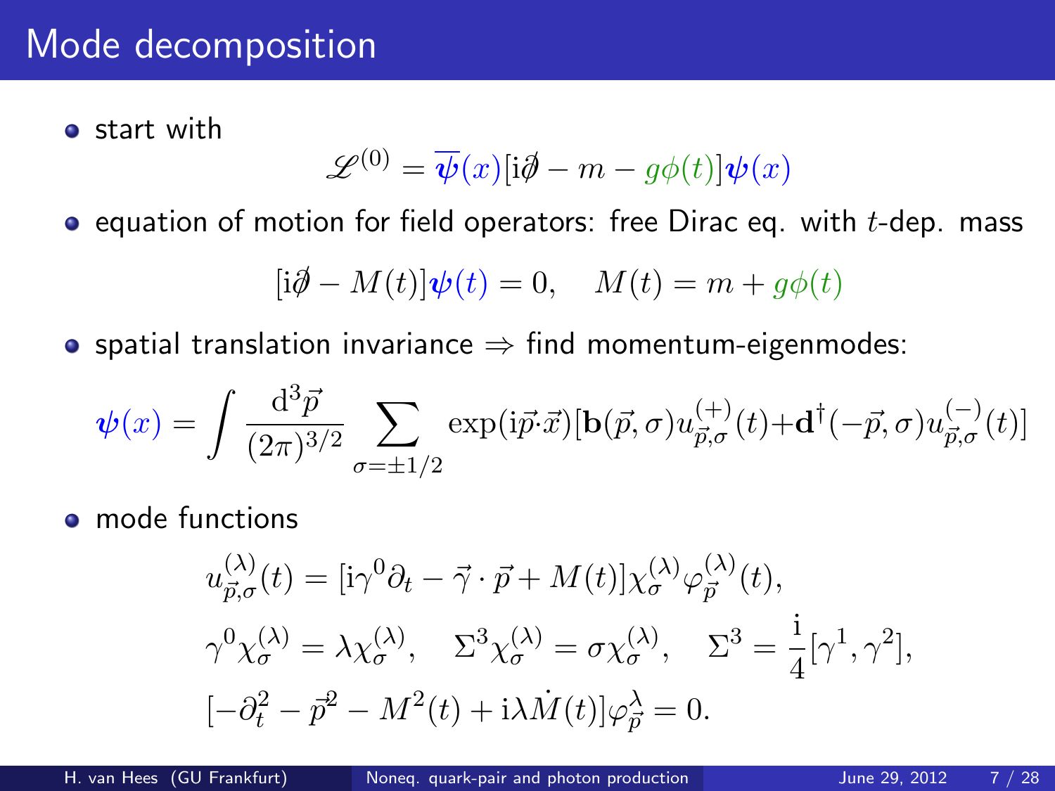# Mode decomposition

- start with

$$\mathscr{L}^{(0)} = \overline{\boldsymbol{\psi}}(x)[\mathrm{i}\not{\partial} - m - g\phi(t)]\boldsymbol{\psi}(x)$$

- equation of motion for field operators: free Dirac eq. with $t$-dep. mass

$$[\mathrm{i}\not{\partial} - M(t)]\boldsymbol{\psi}(t) = 0, \quad M(t) = m + g\phi(t)$$

- spatial translation invariance $\Rightarrow$ find momentum-eigenmodes:

$$\boldsymbol{\psi}(x) = \int \frac{\mathrm{d}^3\vec{p}}{(2\pi)^{3/2}} \sum_{\sigma=\pm 1/2} \exp(\mathrm{i}\vec{p}\cdot\vec{x})[\mathbf{b}(\vec{p},\sigma)u^{(+)}_{\vec{p},\sigma}(t) + \mathbf{d}^\dagger(-\vec{p},\sigma)u^{(-)}_{\vec{p},\sigma}(t)]$$

- mode functions

$$u^{(\lambda)}_{\vec{p},\sigma}(t) = [\mathrm{i}\gamma^0\partial_t - \vec{\gamma}\cdot\vec{p} + M(t)]\chi^{(\lambda)}_\sigma \varphi^{(\lambda)}_{\vec{p}}(t),$$

$$\gamma^0\chi^{(\lambda)}_\sigma = \lambda\chi^{(\lambda)}_\sigma, \quad \Sigma^3\chi^{(\lambda)}_\sigma = \sigma\chi^{(\lambda)}_\sigma, \quad \Sigma^3 = \frac{\mathrm{i}}{4}[\gamma^1, \gamma^2],$$

$$[-\partial_t^2 - \vec{p}^2 - M^2(t) + \mathrm{i}\lambda\dot{M}(t)]\varphi^\lambda_{\vec{p}} = 0.$$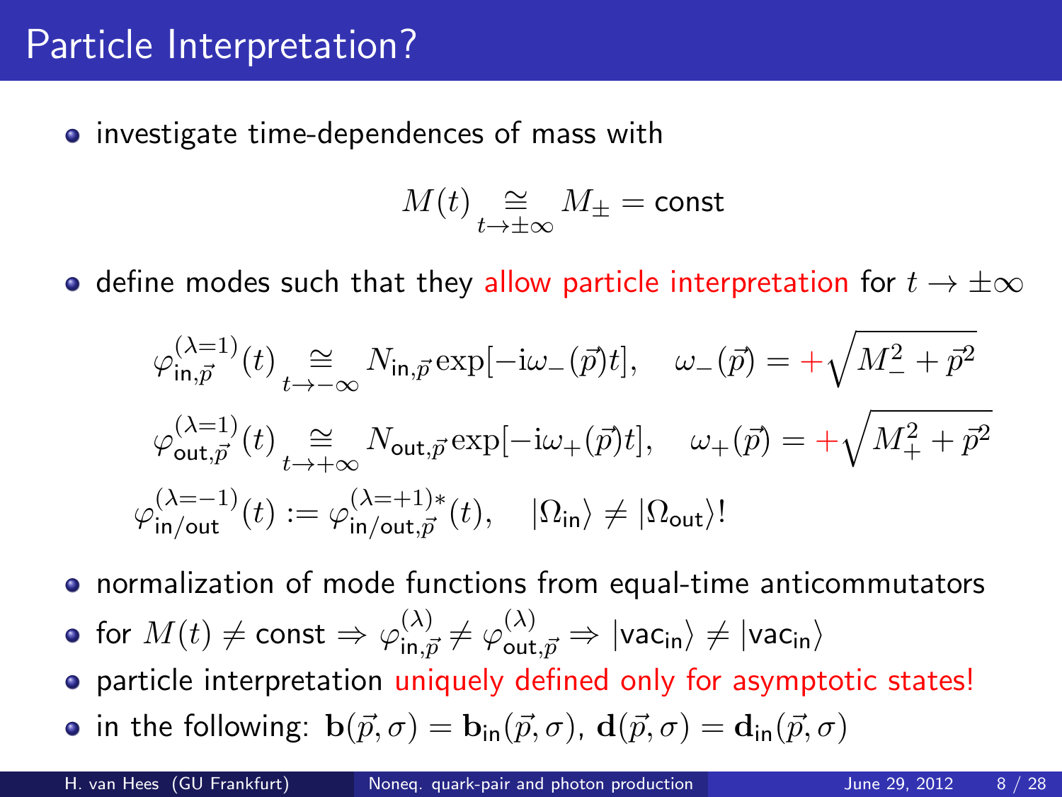# Particle Interpretation?

- investigate time-dependences of mass with

$$M(t) \underset{t \to \pm\infty}{\cong} M_{\pm} = \text{const}$$

- define modes such that they allow particle interpretation for $t \to \pm\infty$

$$\varphi^{(\lambda=1)}_{\text{in},\vec{p}}(t) \underset{t \to -\infty}{\cong} N_{\text{in},\vec{p}} \exp[-\mathrm{i}\omega_{-}(\vec{p})t], \quad \omega_{-}(\vec{p}) = +\sqrt{M_{-}^2 + \vec{p}^2}$$

$$\varphi^{(\lambda=1)}_{\text{out},\vec{p}}(t) \underset{t \to +\infty}{\cong} N_{\text{out},\vec{p}} \exp[-\mathrm{i}\omega_{+}(\vec{p})t], \quad \omega_{+}(\vec{p}) = +\sqrt{M_{+}^2 + \vec{p}^2}$$

$$\varphi^{(\lambda=-1)}_{\text{in/out}}(t) := \varphi^{(\lambda=+1)*}_{\text{in/out},\vec{p}}(t), \quad |\Omega_{\text{in}}\rangle \neq |\Omega_{\text{out}}\rangle!$$

- normalization of mode functions from equal-time anticommutators
- for $M(t) \neq \text{const} \Rightarrow \varphi^{(\lambda)}_{\text{in},\vec{p}} \neq \varphi^{(\lambda)}_{\text{out},\vec{p}} \Rightarrow |\text{vac}_{\text{in}}\rangle \neq |\text{vac}_{\text{in}}\rangle$
- particle interpretation uniquely defined only for asymptotic states!
- in the following: $\mathbf{b}(\vec{p},\sigma) = \mathbf{b}_{\text{in}}(\vec{p},\sigma)$, $\mathbf{d}(\vec{p},\sigma) = \mathbf{d}_{\text{in}}(\vec{p},\sigma)$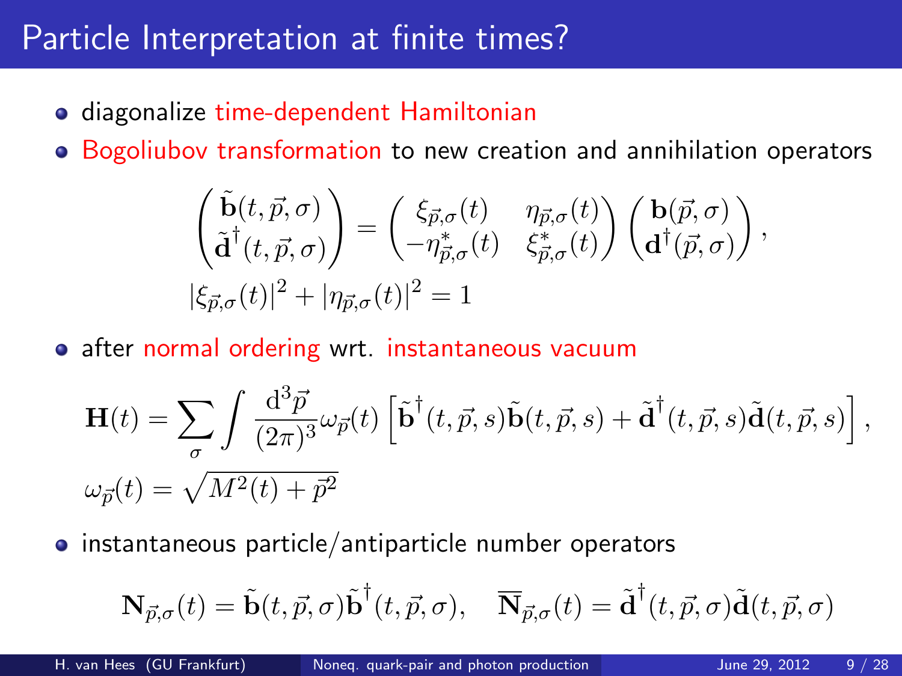# Particle Interpretation at finite times?

- diagonalize time-dependent Hamiltonian
- Bogoliubov transformation to new creation and annihilation operators

$$\begin{pmatrix} \tilde{\mathbf{b}}(t,\vec{p},\sigma) \\ \tilde{\mathbf{d}}^{\dagger}(t,\vec{p},\sigma) \end{pmatrix} = \begin{pmatrix} \xi_{\vec{p},\sigma}(t) & \eta_{\vec{p},\sigma}(t) \\ -\eta^{*}_{\vec{p},\sigma}(t) & \xi^{*}_{\vec{p},\sigma}(t) \end{pmatrix} \begin{pmatrix} \mathbf{b}(\vec{p},\sigma) \\ \mathbf{d}^{\dagger}(\vec{p},\sigma) \end{pmatrix},$$

$$|\xi_{\vec{p},\sigma}(t)|^2 + |\eta_{\vec{p},\sigma}(t)|^2 = 1$$

- after normal ordering wrt. instantaneous vacuum

$$\mathbf{H}(t) = \sum_{\sigma} \int \frac{\mathrm{d}^3\vec{p}}{(2\pi)^3} \omega_{\vec{p}}(t) \left[ \tilde{\mathbf{b}}^{\dagger}(t,\vec{p},s)\tilde{\mathbf{b}}(t,\vec{p},s) + \tilde{\mathbf{d}}^{\dagger}(t,\vec{p},s)\tilde{\mathbf{d}}(t,\vec{p},s) \right],$$

$$\omega_{\vec{p}}(t) = \sqrt{M^2(t) + \vec{p}^2}$$

- instantaneous particle/antiparticle number operators

$$\mathbf{N}_{\vec{p},\sigma}(t) = \tilde{\mathbf{b}}(t,\vec{p},\sigma)\tilde{\mathbf{b}}^{\dagger}(t,\vec{p},\sigma), \quad \overline{\mathbf{N}}_{\vec{p},\sigma}(t) = \tilde{\mathbf{d}}^{\dagger}(t,\vec{p},\sigma)\tilde{\mathbf{d}}(t,\vec{p},\sigma)$$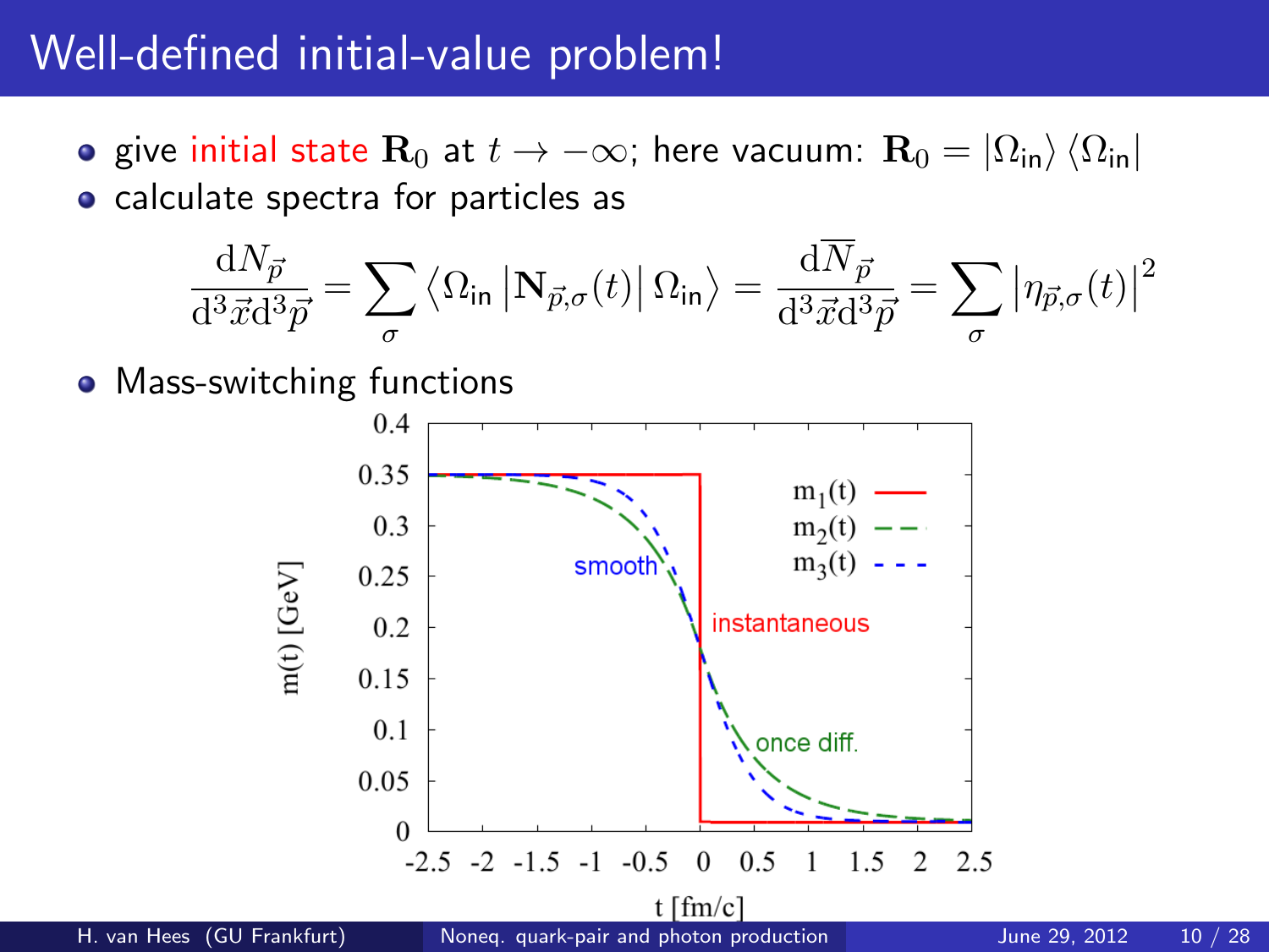# Well-defined initial-value problem!

- give initial state $\mathbf{R}_0$ at $t \to -\infty$; here vacuum: $\mathbf{R}_0 = |\Omega_{\text{in}}\rangle \langle \Omega_{\text{in}}|$
- calculate spectra for particles as

$$\frac{\mathrm{d}N_{\vec{p}}}{\mathrm{d}^3\vec{x}\mathrm{d}^3\vec{p}} = \sum_\sigma \left\langle \Omega_{\text{in}} \left| \mathbf{N}_{\vec{p},\sigma}(t) \right| \Omega_{\text{in}} \right\rangle = \frac{\mathrm{d}\overline{N}_{\vec{p}}}{\mathrm{d}^3\vec{x}\mathrm{d}^3\vec{p}} = \sum_\sigma \left| \eta_{\vec{p},\sigma}(t) \right|^2$$

- Mass-switching functions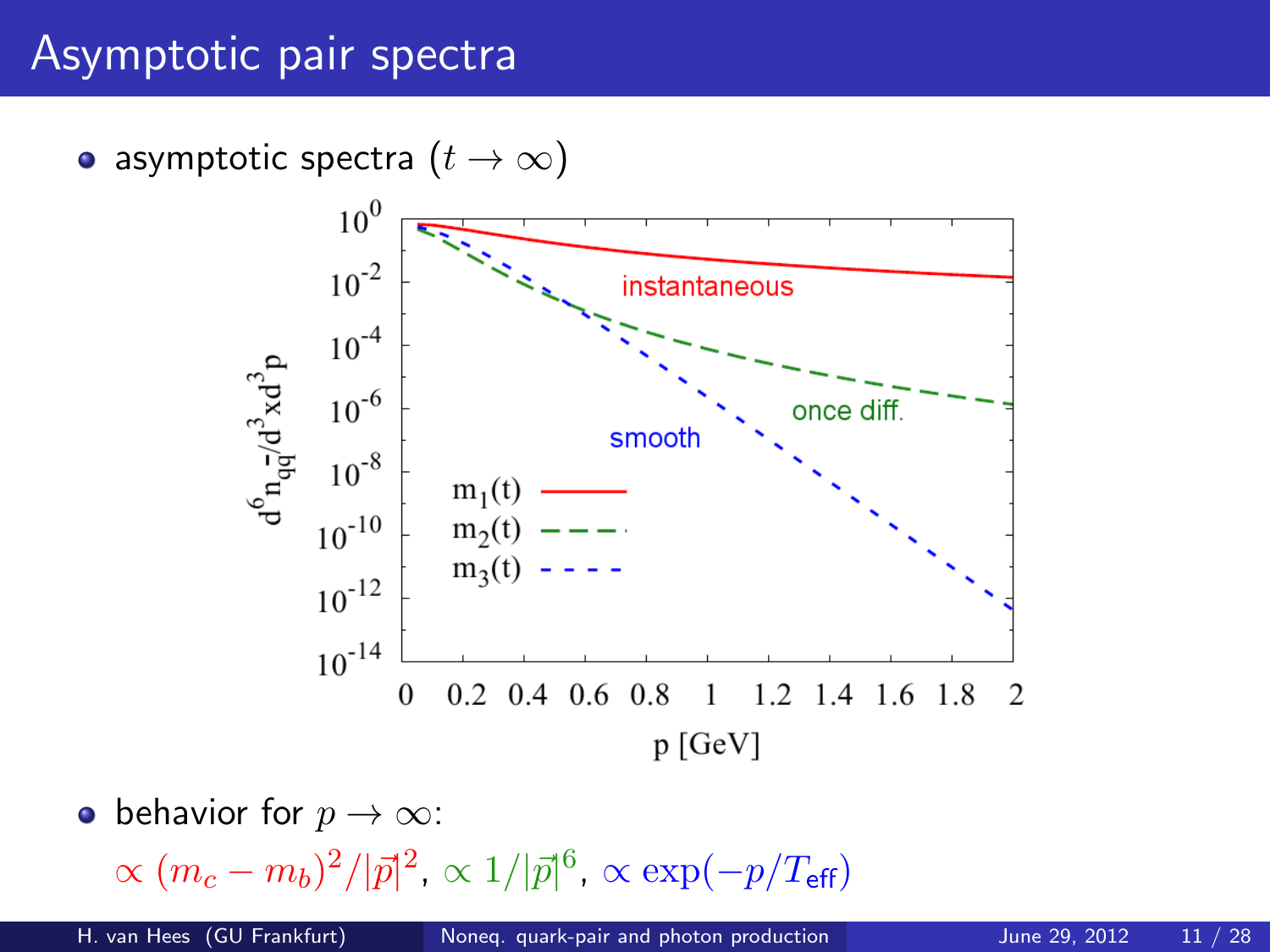# Asymptotic pair spectra

- asymptotic spectra ($t \to \infty$)

- behavior for $p \to \infty$:

  $\propto (m_c - m_b)^2/|\vec{p}|^2$, $\propto 1/|\vec{p}|^6$, $\propto \exp(-p/T_{\text{eff}})$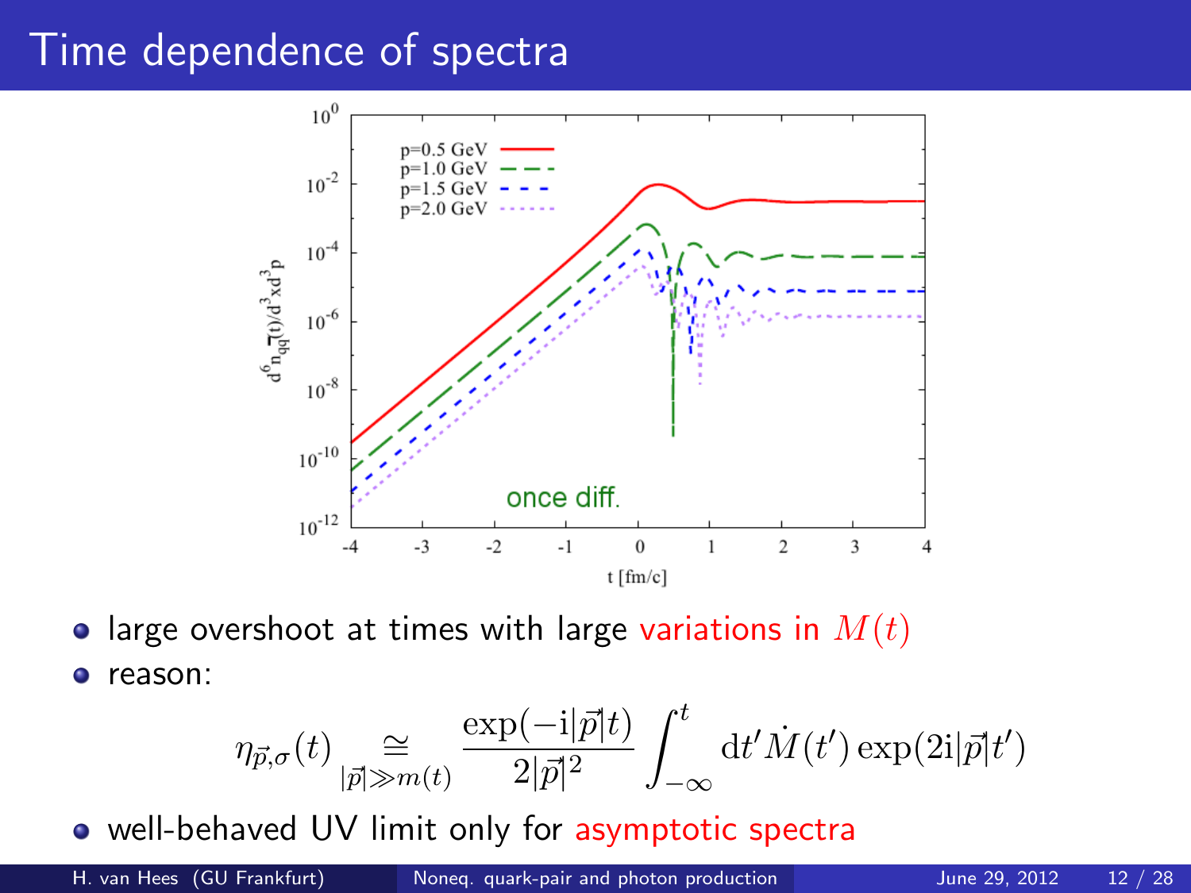# Time dependence of spectra

- large overshoot at times with large variations in $M(t)$
- reason:

$$\eta_{\vec{p},\sigma}(t) \underset{|\vec{p}| \gg m(t)}{\cong} \frac{\exp(-\mathrm{i}|\vec{p}|t)}{2|\vec{p}|^2} \int_{-\infty}^{t} \mathrm{d}t' \dot{M}(t') \exp(2\mathrm{i}|\vec{p}|t')$$

- well-behaved UV limit only for asymptotic spectra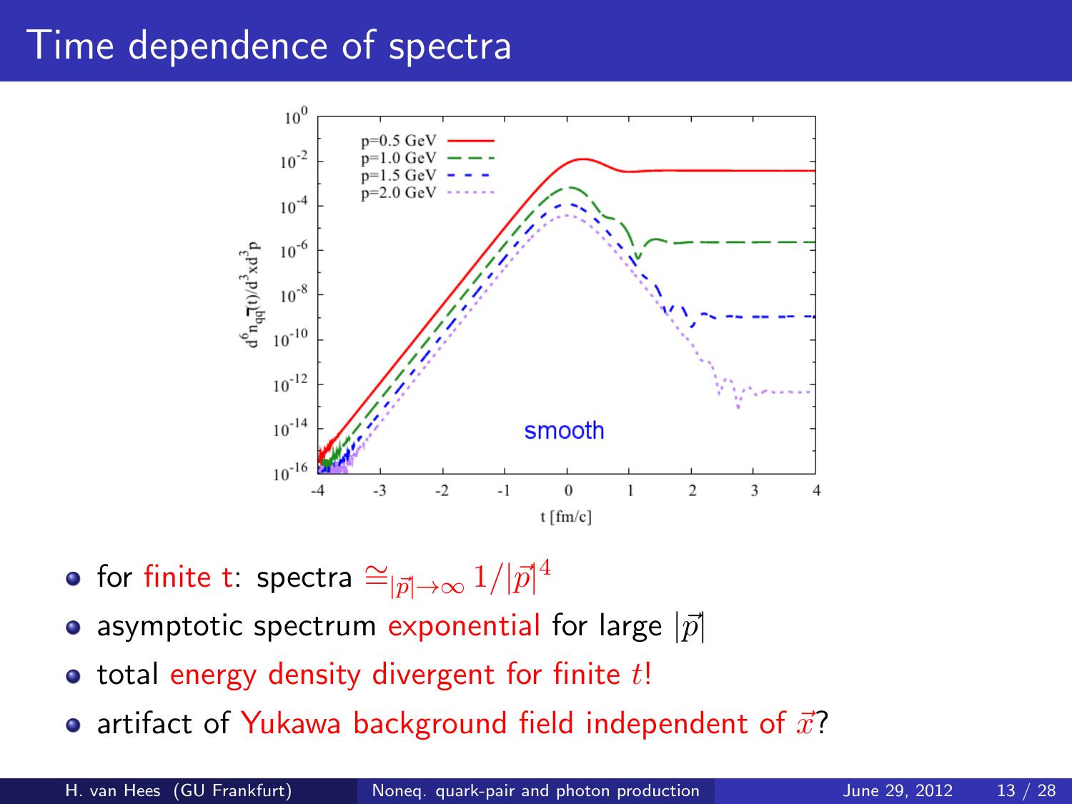# Time dependence of spectra

- for finite t: spectra $\cong_{|\vec{p}| \to \infty} 1/|\vec{p}|^4$
- asymptotic spectrum exponential for large $|\vec{p}|$
- total energy density divergent for finite $t$!
- artifact of Yukawa background field independent of $\vec{x}$?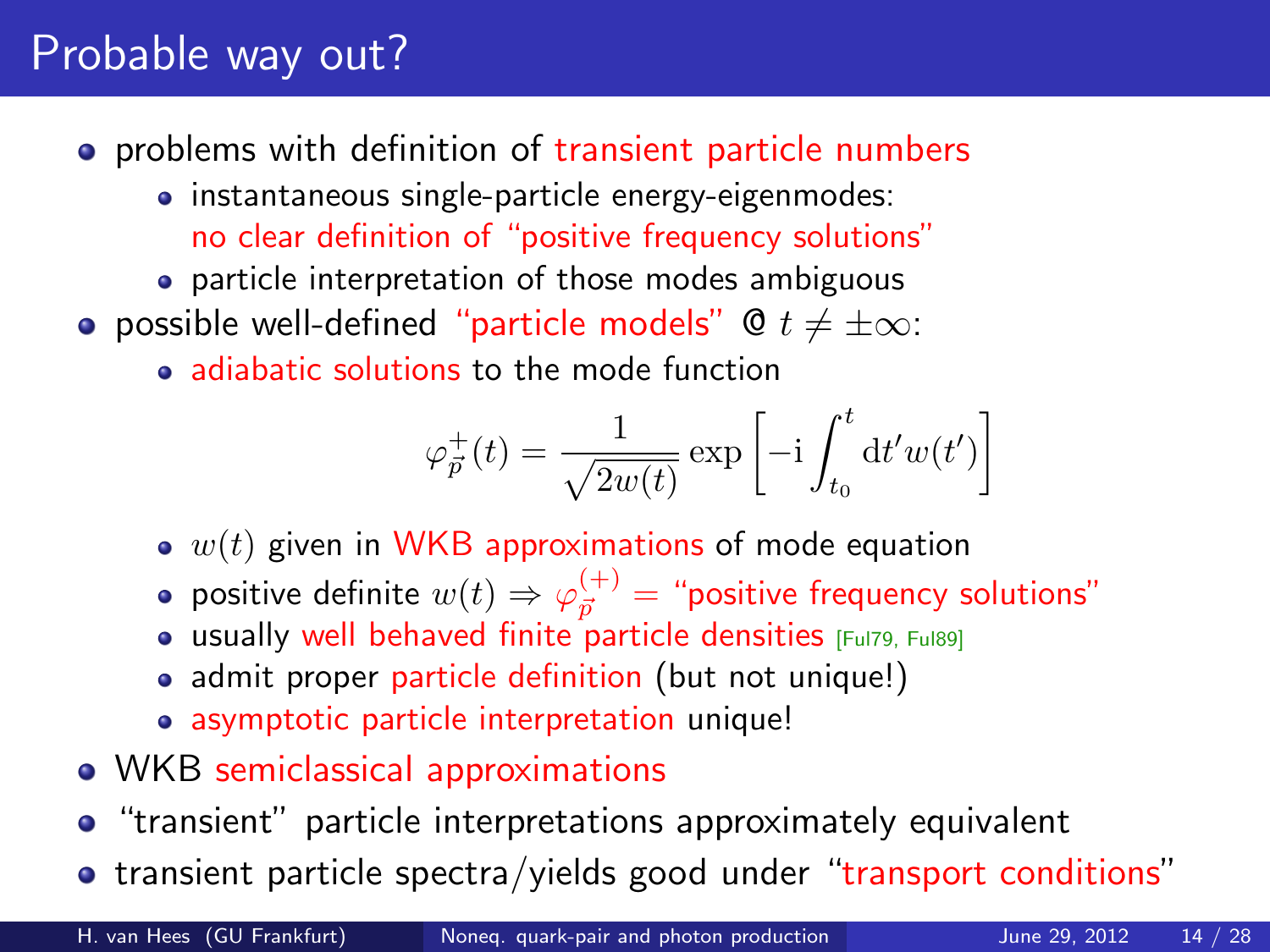# Probable way out?

- problems with definition of transient particle numbers
  - instantaneous single-particle energy-eigenmodes: no clear definition of "positive frequency solutions"
  - particle interpretation of those modes ambiguous
- possible well-defined "particle models" @ $t \neq \pm\infty$:
  - adiabatic solutions to the mode function

$$\varphi_{\vec{p}}^{+}(t) = \frac{1}{\sqrt{2w(t)}} \exp\left[-\mathrm{i} \int_{t_0}^{t} \mathrm{d}t' w(t')\right]$$

  - $w(t)$ given in WKB approximations of mode equation
  - positive definite $w(t) \Rightarrow \varphi_{\vec{p}}^{(+)} =$ "positive frequency solutions"
  - usually well behaved finite particle densities [Ful79, Ful89]
  - admit proper particle definition (but not unique!)
  - asymptotic particle interpretation unique!
- WKB semiclassical approximations
- "transient" particle interpretations approximately equivalent
- transient particle spectra/yields good under "transport conditions"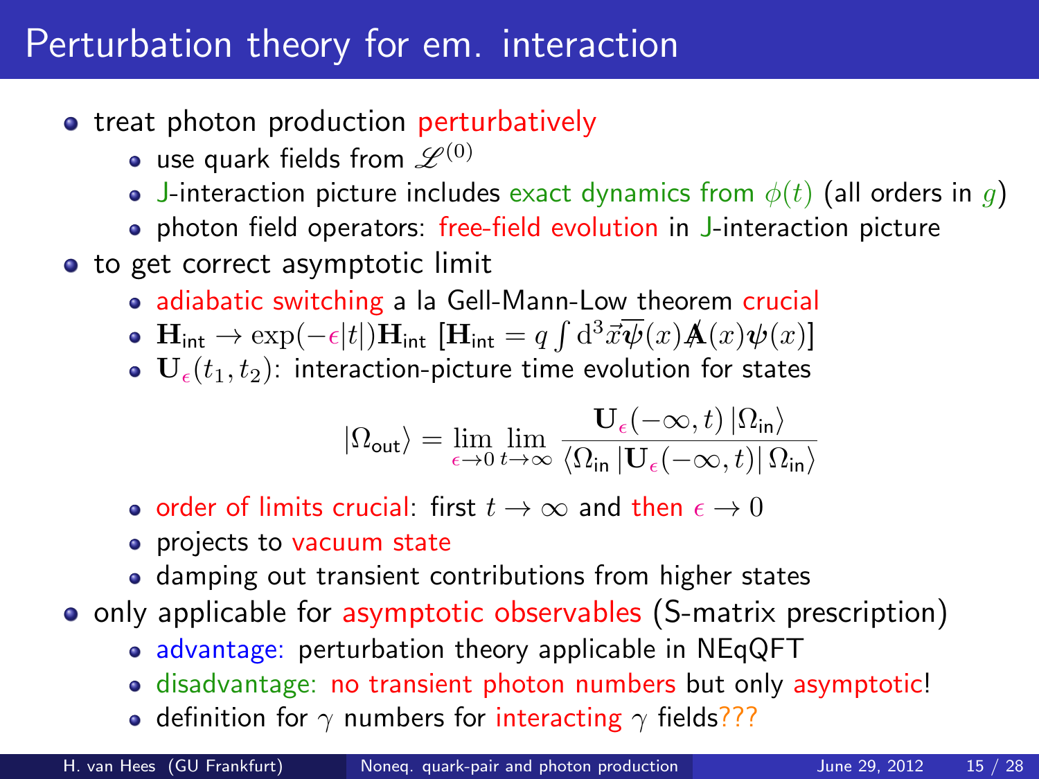# Perturbation theory for em. interaction

- treat photon production perturbatively
  - use quark fields from $\mathscr{L}^{(0)}$
  - J-interaction picture includes exact dynamics from $\phi(t)$ (all orders in $g$)
  - photon field operators: free-field evolution in J-interaction picture
- to get correct asymptotic limit
  - adiabatic switching a la Gell-Mann-Low theorem crucial
  - $\mathbf{H}_{\text{int}} \to \exp(-\epsilon|t|)\mathbf{H}_{\text{int}}$ $[\mathbf{H}_{\text{int}} = q \int \mathrm{d}^3\vec{x} \overline{\boldsymbol{\psi}}(x) \not{\mathbf{A}}(x) \boldsymbol{\psi}(x)]$
  - $\mathbf{U}_{\epsilon}(t_1, t_2)$: interaction-picture time evolution for states

$$|\Omega_{\text{out}}\rangle = \lim_{\epsilon \to 0} \lim_{t \to \infty} \frac{\mathbf{U}_{\epsilon}(-\infty, t)\,|\Omega_{\text{in}}\rangle}{\langle \Omega_{\text{in}}\,|\mathbf{U}_{\epsilon}(-\infty, t)|\,\Omega_{\text{in}}\rangle}$$

  - order of limits crucial: first $t \to \infty$ and then $\epsilon \to 0$
  - projects to vacuum state
  - damping out transient contributions from higher states
- only applicable for asymptotic observables (S-matrix prescription)
  - advantage: perturbation theory applicable in NEqQFT
  - disadvantage: no transient photon numbers but only asymptotic!
  - definition for $\gamma$ numbers for interacting $\gamma$ fields???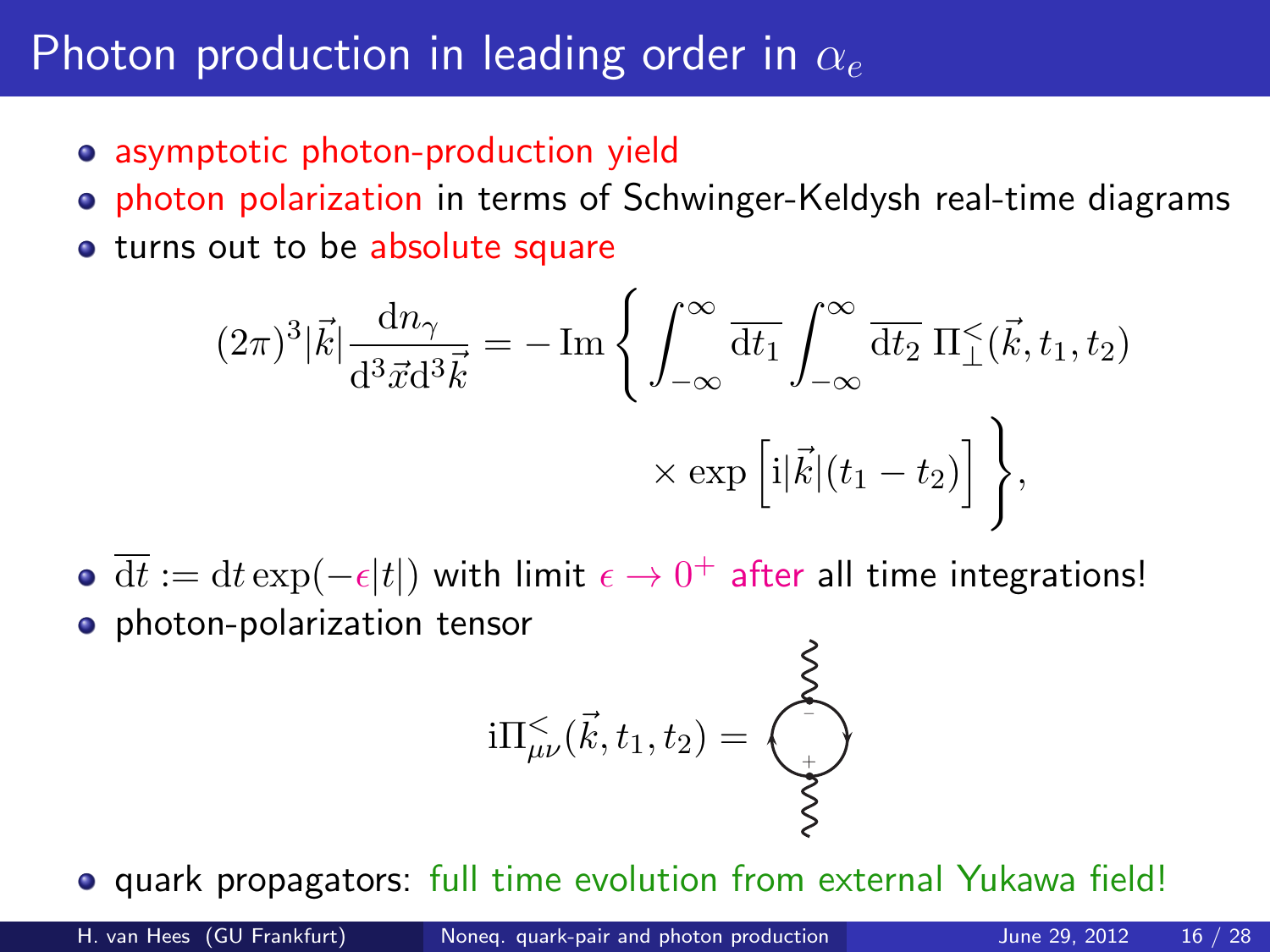# Photon production in leading order in $\alpha_e$

- asymptotic photon-production yield
- photon polarization in terms of Schwinger-Keldysh real-time diagrams
- turns out to be absolute square

$$(2\pi)^3 |\vec{k}| \frac{\mathrm{d}n_\gamma}{\mathrm{d}^3\vec{x}\mathrm{d}^3\vec{k}} = -\operatorname{Im}\left\{ \int_{-\infty}^{\infty} \overline{\mathrm{d}t_1} \int_{-\infty}^{\infty} \overline{\mathrm{d}t_2}\, \Pi_\perp^<(\vec{k}, t_1, t_2) \times \exp\left[\mathrm{i}|\vec{k}|(t_1 - t_2)\right] \right\},$$

- $\overline{\mathrm{d}t} := \mathrm{d}t \exp(-\epsilon |t|)$ with limit $\epsilon \to 0^+$ after all time integrations!
- photon-polarization tensor

$$\mathrm{i}\Pi_{\mu\nu}^<(\vec{k}, t_1, t_2) =$$

- quark propagators: full time evolution from external Yukawa field!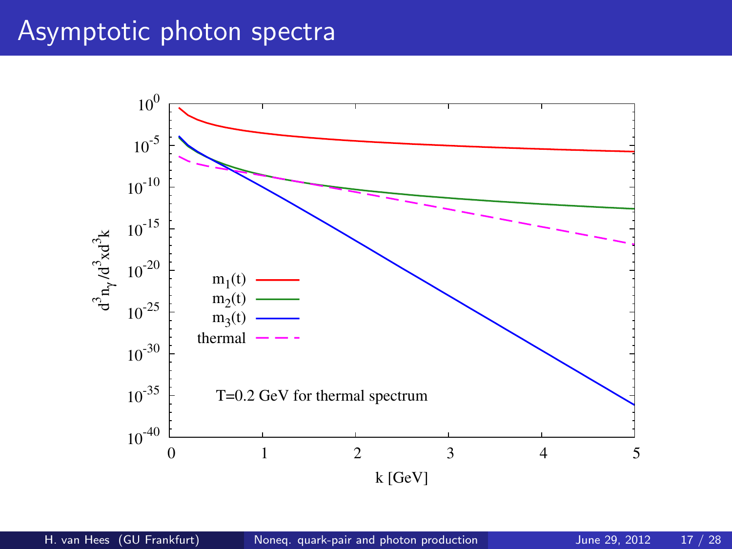# Asymptotic photon spectra

T=0.2 GeV for thermal spectrum

Legend: $m_1(t)$, $m_2(t)$, $m_3(t)$, thermal

y-axis: $d^3 n_\gamma / d^3x d^3k$ (from $10^{-40}$ to $10^{0}$)

x-axis: k [GeV] (from 0 to 5)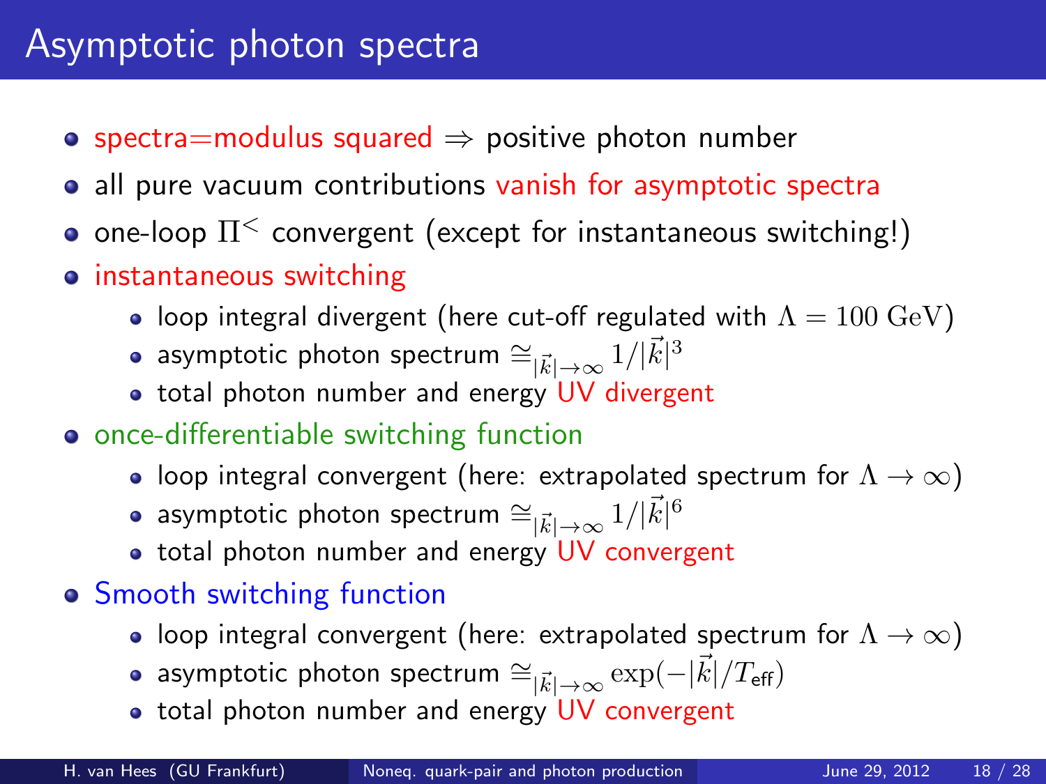# Asymptotic photon spectra

- spectra=modulus squared $\Rightarrow$ positive photon number
- all pure vacuum contributions vanish for asymptotic spectra
- one-loop $\Pi^{<}$ convergent (except for instantaneous switching!)
- instantaneous switching
  - loop integral divergent (here cut-off regulated with $\Lambda = 100\ \mathrm{GeV}$)
  - asymptotic photon spectrum $\cong_{|\vec{k}| \to \infty} 1/|\vec{k}|^3$
  - total photon number and energy UV divergent
- once-differentiable switching function
  - loop integral convergent (here: extrapolated spectrum for $\Lambda \to \infty$)
  - asymptotic photon spectrum $\cong_{|\vec{k}| \to \infty} 1/|\vec{k}|^6$
  - total photon number and energy UV convergent
- Smooth switching function
  - loop integral convergent (here: extrapolated spectrum for $\Lambda \to \infty$)
  - asymptotic photon spectrum $\cong_{|\vec{k}| \to \infty} \exp(-|\vec{k}|/T_{\text{eff}})$
  - total photon number and energy UV convergent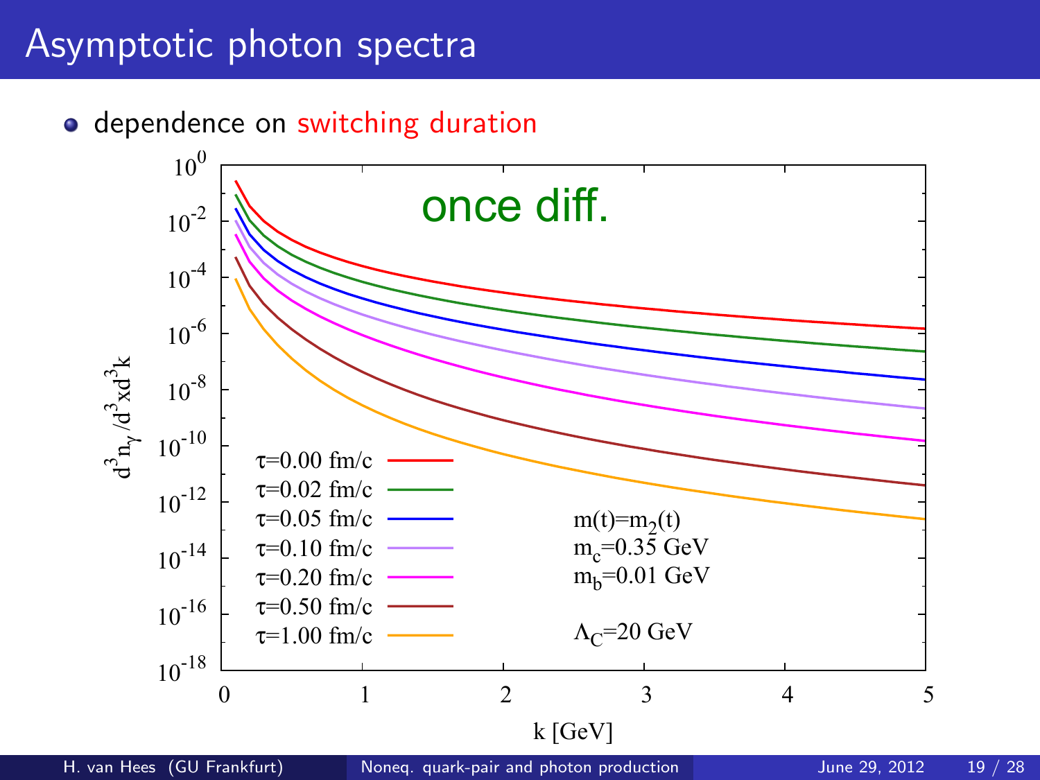# Asymptotic photon spectra

- dependence on switching duration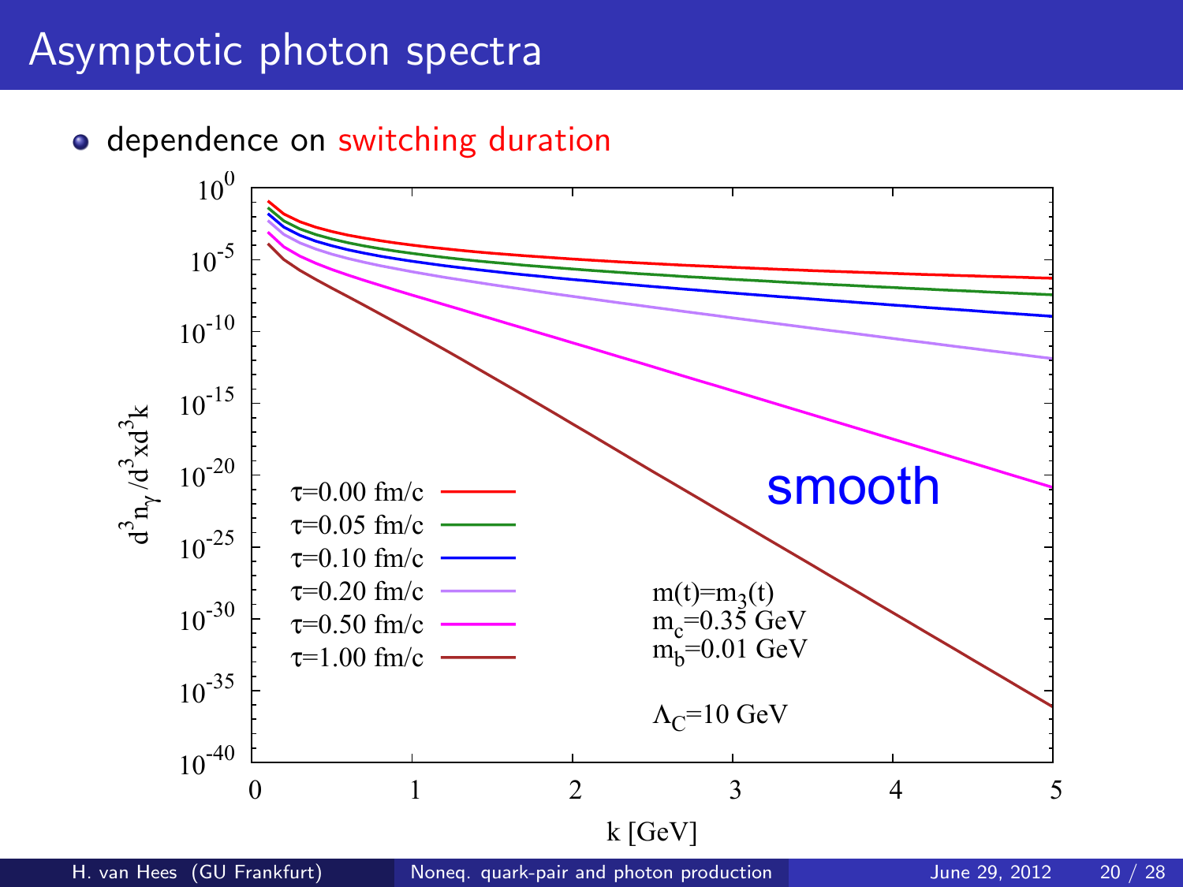# Asymptotic photon spectra

- dependence on switching duration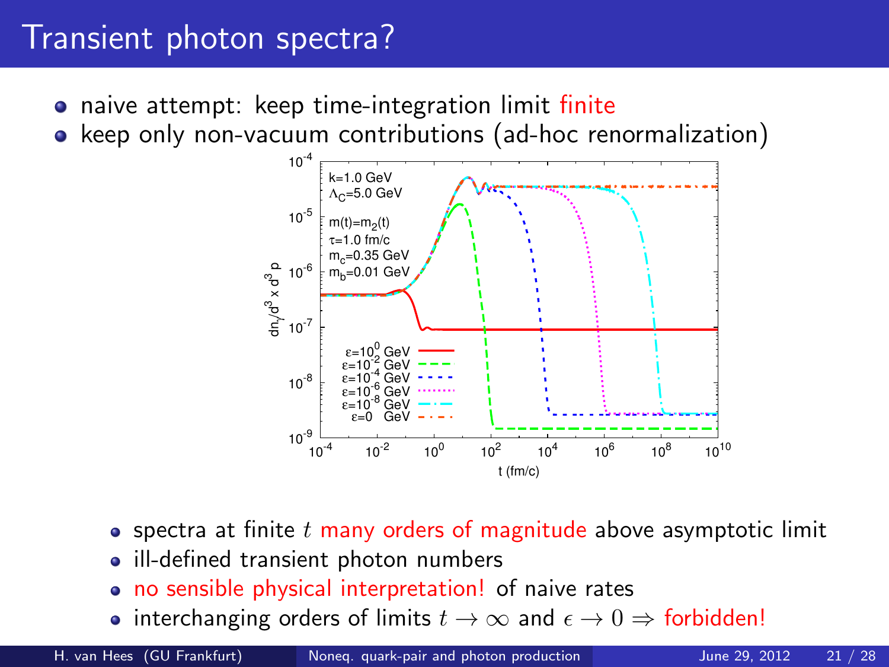# Transient photon spectra?

- naive attempt: keep time-integration limit finite
- keep only non-vacuum contributions (ad-hoc renormalization)

- spectra at finite $t$ many orders of magnitude above asymptotic limit
- ill-defined transient photon numbers
- no sensible physical interpretation! of naive rates
- interchanging orders of limits $t \to \infty$ and $\epsilon \to 0 \Rightarrow$ forbidden!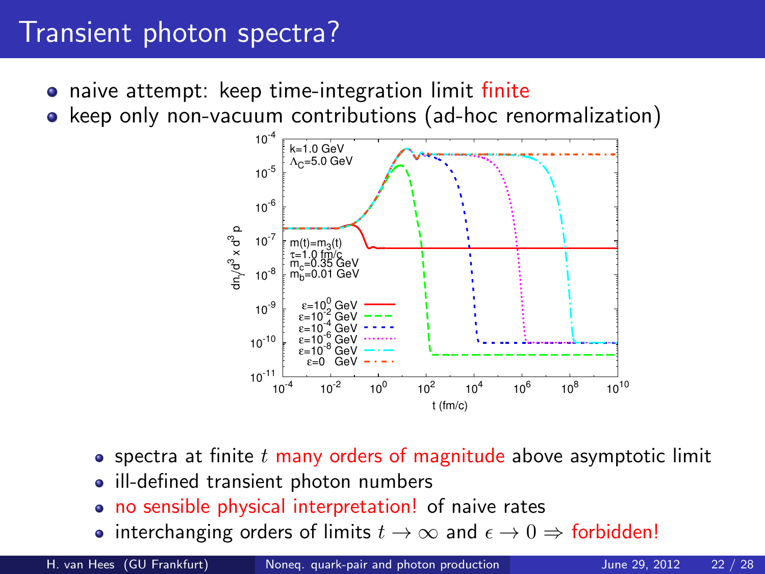# Transient photon spectra?

- naive attempt: keep time-integration limit finite
- keep only non-vacuum contributions (ad-hoc renormalization)

- spectra at finite $t$ many orders of magnitude above asymptotic limit
- ill-defined transient photon numbers
- no sensible physical interpretation! of naive rates
- interchanging orders of limits $t \to \infty$ and $\epsilon \to 0 \Rightarrow$ forbidden!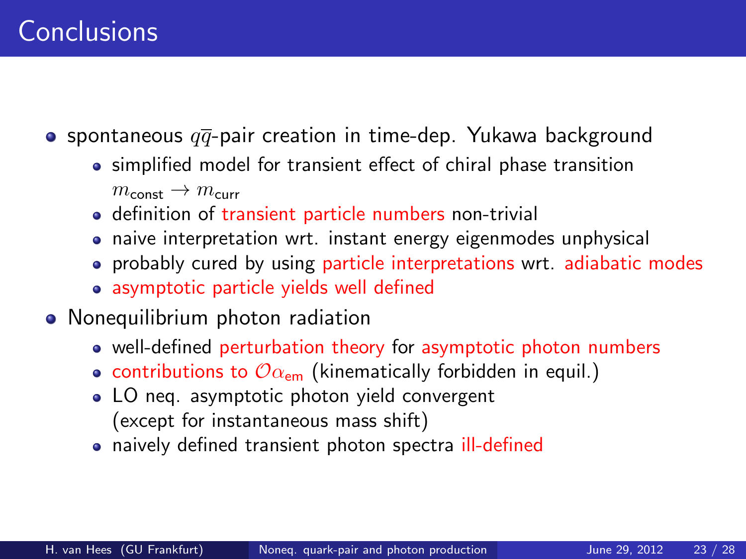# Conclusions

- spontaneous $q\overline{q}$-pair creation in time-dep. Yukawa background
  - simplified model for transient effect of chiral phase transition $m_{\text{const}} \rightarrow m_{\text{curr}}$
  - definition of transient particle numbers non-trivial
  - naive interpretation wrt. instant energy eigenmodes unphysical
  - probably cured by using particle interpretations wrt. adiabatic modes
  - asymptotic particle yields well defined
- Nonequilibrium photon radiation
  - well-defined perturbation theory for asymptotic photon numbers
  - contributions to $\mathcal{O}\alpha_{\text{em}}$ (kinematically forbidden in equil.)
  - LO neq. asymptotic photon yield convergent (except for instantaneous mass shift)
  - naively defined transient photon spectra ill-defined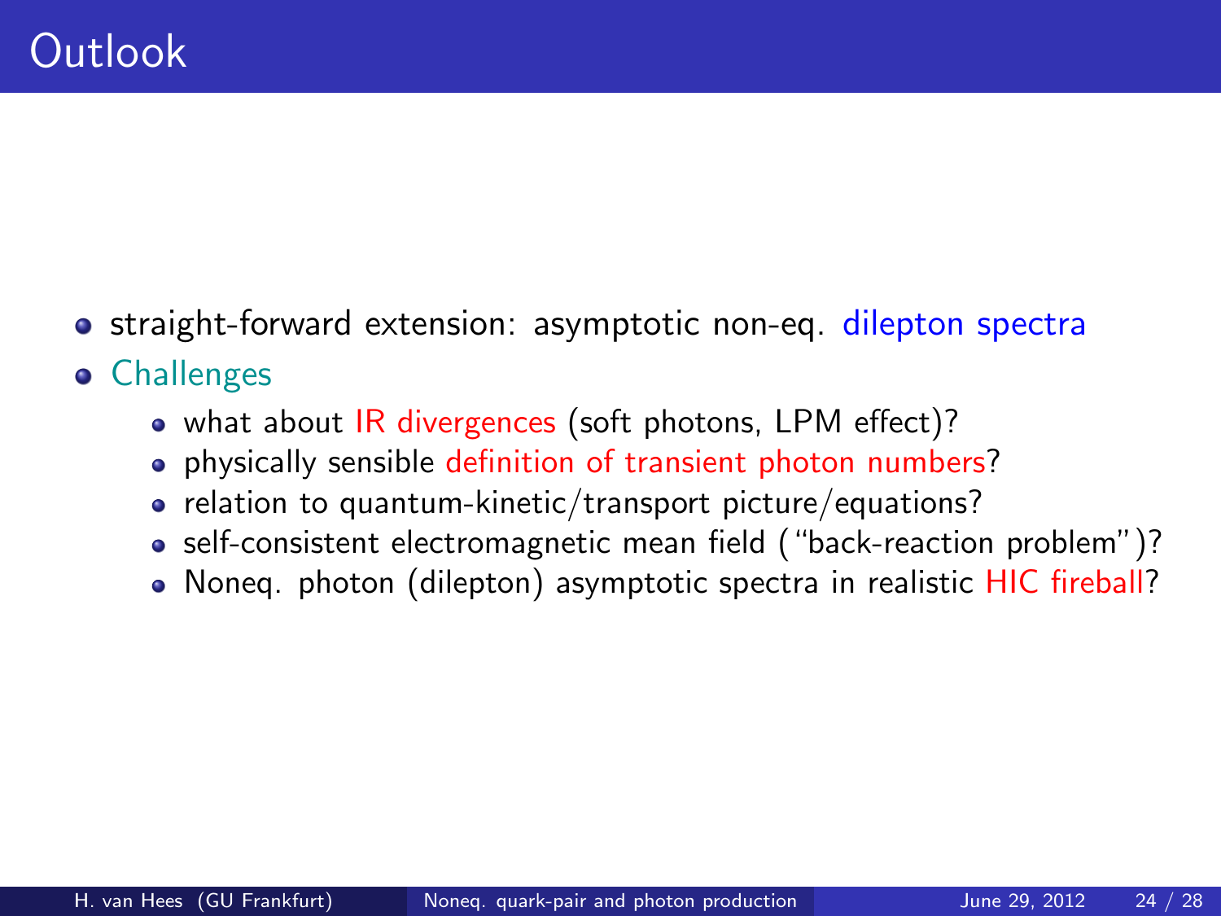# Outlook

- straight-forward extension: asymptotic non-eq. dilepton spectra
- Challenges
  - what about IR divergences (soft photons, LPM effect)?
  - physically sensible definition of transient photon numbers?
  - relation to quantum-kinetic/transport picture/equations?
  - self-consistent electromagnetic mean field ("back-reaction problem")?
  - Noneq. photon (dilepton) asymptotic spectra in realistic HIC fireball?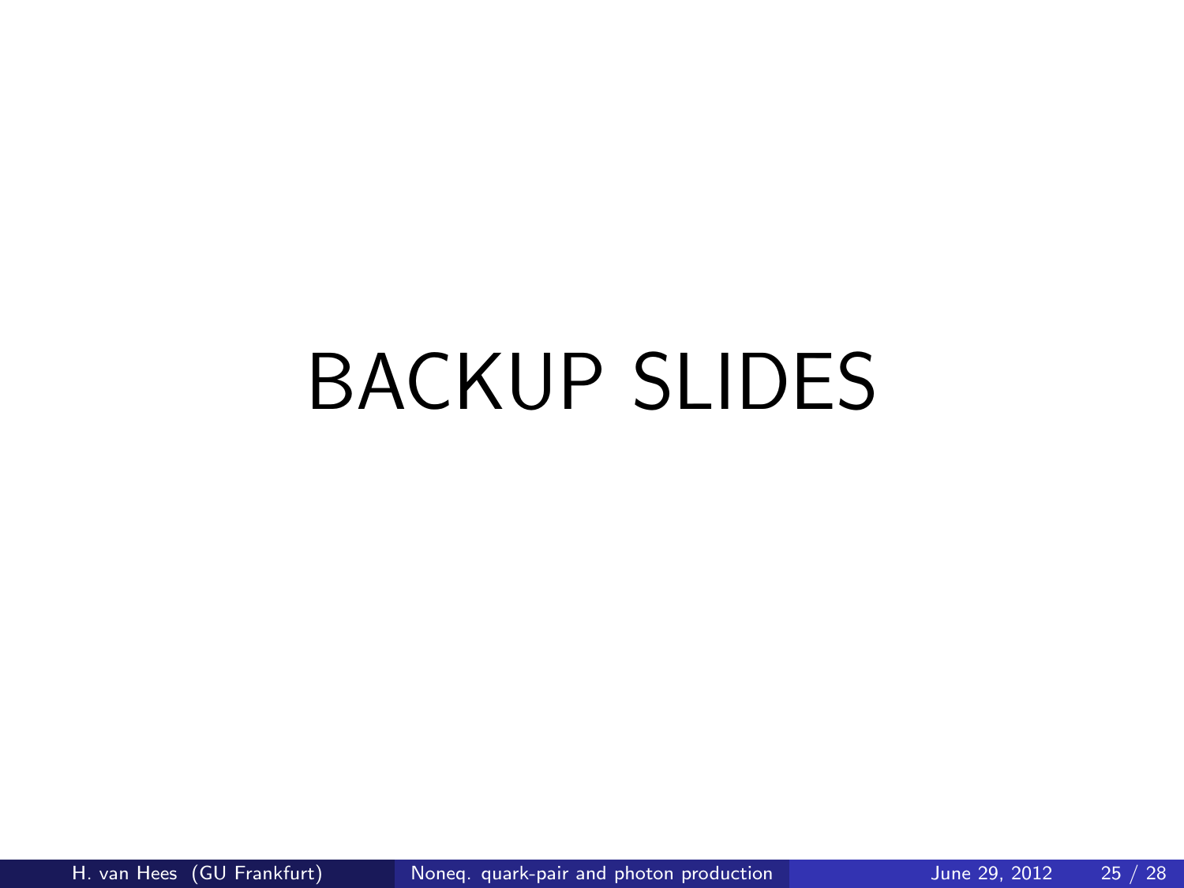# BACKUP SLIDES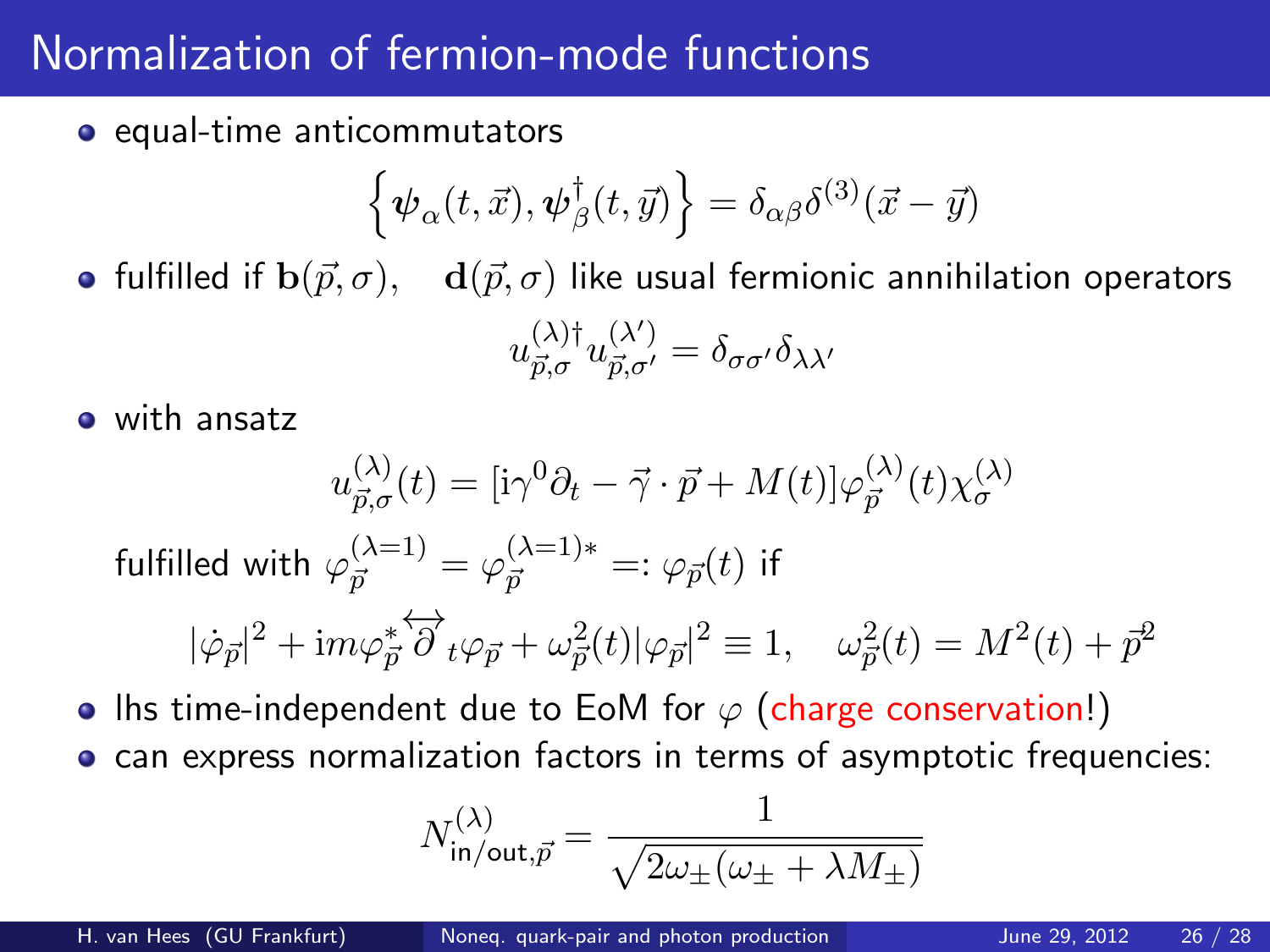# Normalization of fermion-mode functions

- equal-time anticommutators

$$\left\{ \boldsymbol{\psi}_\alpha(t,\vec{x}), \boldsymbol{\psi}^\dagger_\beta(t,\vec{y}) \right\} = \delta_{\alpha\beta}\delta^{(3)}(\vec{x}-\vec{y})$$

- fulfilled if $\mathbf{b}(\vec{p},\sigma)$, $\quad \mathbf{d}(\vec{p},\sigma)$ like usual fermionic annihilation operators

$$u^{(\lambda)\dagger}_{\vec{p},\sigma} u^{(\lambda')}_{\vec{p},\sigma'} = \delta_{\sigma\sigma'}\delta_{\lambda\lambda'}$$

- with ansatz

$$u^{(\lambda)}_{\vec{p},\sigma}(t) = [\mathrm{i}\gamma^0\partial_t - \vec{\gamma}\cdot\vec{p} + M(t)]\varphi^{(\lambda)}_{\vec{p}}(t)\chi^{(\lambda)}_\sigma$$

fulfilled with $\varphi^{(\lambda=1)}_{\vec{p}} = \varphi^{(\lambda=1)*}_{\vec{p}} =: \varphi_{\vec{p}}(t)$ if

$$|\dot{\varphi}_{\vec{p}}|^2 + \mathrm{i}m\varphi^*_{\vec{p}}\overleftrightarrow{\partial}_t\varphi_{\vec{p}} + \omega^2_{\vec{p}}(t)|\varphi_{\vec{p}}|^2 \equiv 1, \quad \omega^2_{\vec{p}}(t) = M^2(t) + \vec{p}^2$$

- lhs time-independent due to EoM for $\varphi$ (charge conservation!)
- can express normalization factors in terms of asymptotic frequencies:

$$N^{(\lambda)}_{\text{in/out},\vec{p}} = \frac{1}{\sqrt{2\omega_\pm(\omega_\pm + \lambda M_\pm)}}$$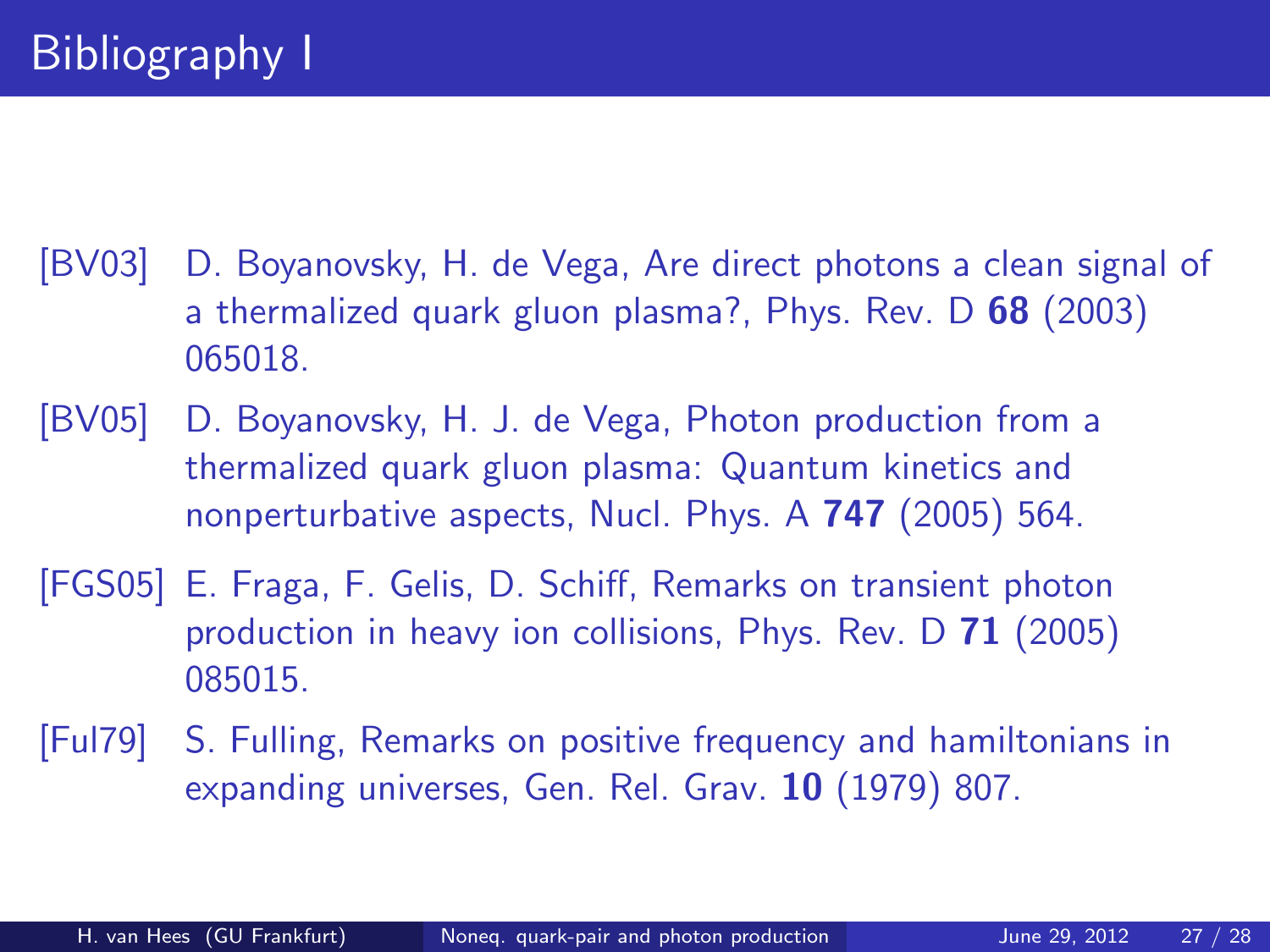# Bibliography I

[BV03] D. Boyanovsky, H. de Vega, Are direct photons a clean signal of a thermalized quark gluon plasma?, Phys. Rev. D **68** (2003) 065018.

[BV05] D. Boyanovsky, H. J. de Vega, Photon production from a thermalized quark gluon plasma: Quantum kinetics and nonperturbative aspects, Nucl. Phys. A **747** (2005) 564.

[FGS05] E. Fraga, F. Gelis, D. Schiff, Remarks on transient photon production in heavy ion collisions, Phys. Rev. D **71** (2005) 085015.

[Ful79] S. Fulling, Remarks on positive frequency and hamiltonians in expanding universes, Gen. Rel. Grav. **10** (1979) 807.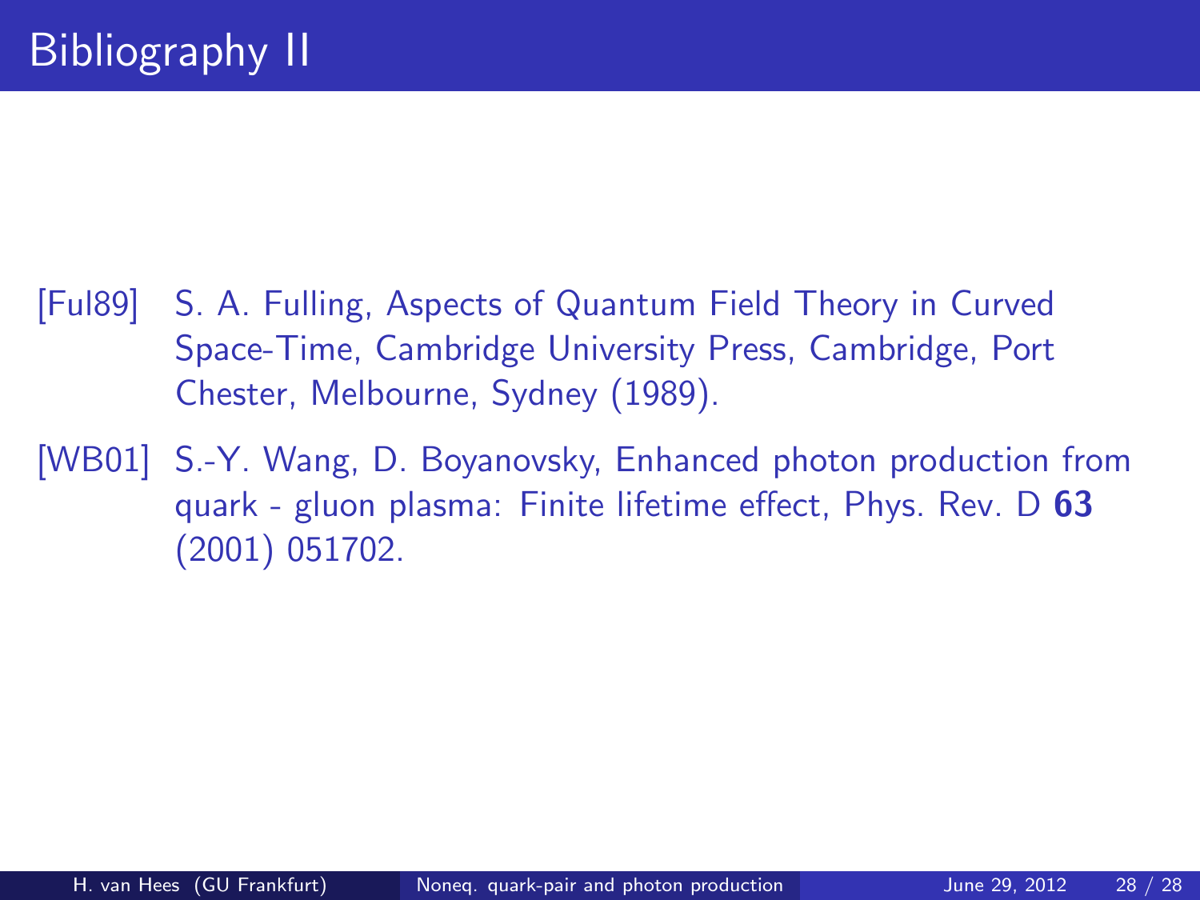# Bibliography II

[Ful89] S. A. Fulling, Aspects of Quantum Field Theory in Curved Space-Time, Cambridge University Press, Cambridge, Port Chester, Melbourne, Sydney (1989).

[WB01] S.-Y. Wang, D. Boyanovsky, Enhanced photon production from quark - gluon plasma: Finite lifetime effect, Phys. Rev. D **63** (2001) 051702.